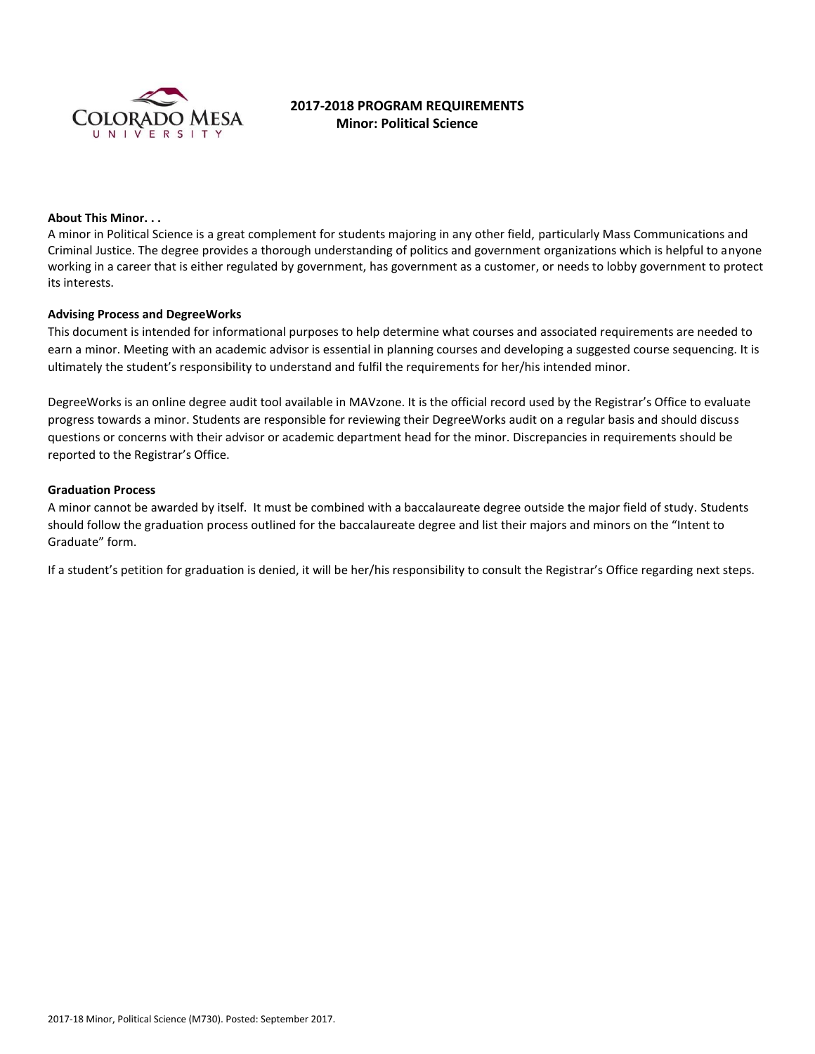# 2017-2018 PROGRAM REQUIREMENTS

## Minor: Political Science

### About This Minor. . .

A minor in Political Science is a great complement for students majoring in any other field, particularly Mass Communications and Criminal Justice. The degree provides a thorough understanding of politics and government organizations which is helpful to anyone working in a career that is either regulated by government, has government as a customer, or needs to lobby government to protect its interests.

### Advising Process and DegreeWorks

This document is intended for informational purposes to help determine what courses and associated requirements are needed to earn a minor. Meeting with an academic advisor is essential in planning courses and developing a suggested course sequencing. It is ultimately the student's responsibility to understand and fulfil the requirements for her/his intended minor.

DegreeWorks is an online degree audit tool available in MAVzone. It is the official record used by the Registrar's Office to evaluate progress towards a minor. Students are responsible for reviewing their DegreeWorks audit on a regular basis and should discuss questions or concerns with their advisor or academic department head for the minor. Discrepancies in requirements should be reported to the Registrar's Office.

### Graduation Process

A minor cannot be awarded by itself. It must be combined with a baccalaureate degree outside the major field of study. Students should follow the graduation process outlined for the baccalaureate degree and list their majors and minors on the "Intent to Graduate" form.

If a student's petition for graduation is denied, it will be her/his responsibility to consult the Registrar's Office regarding next steps.

2017-18 Minor, Political Science (M730). Posted: September 2017.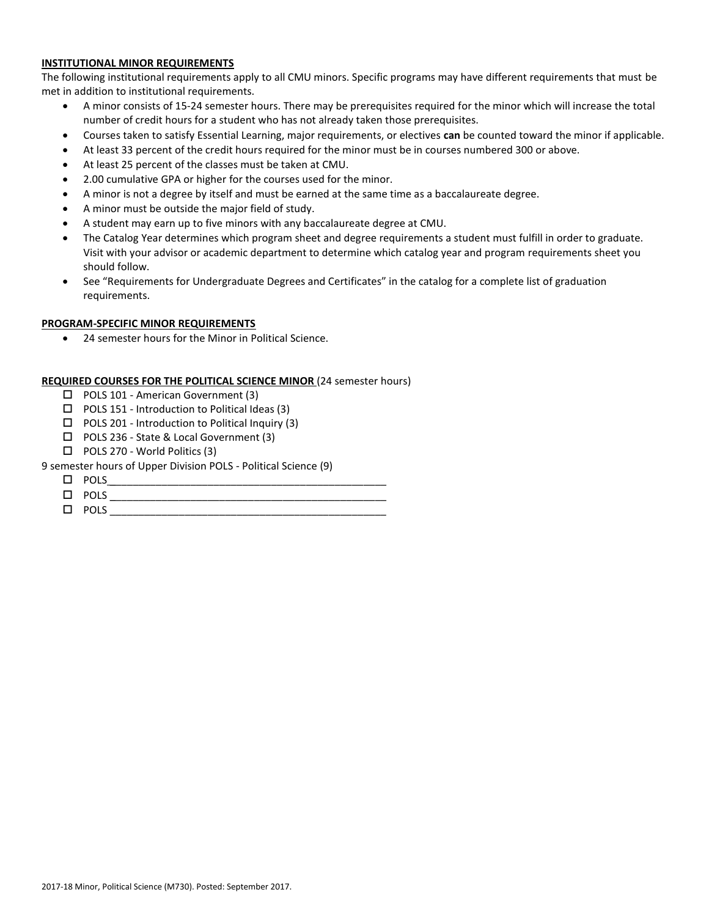**INSTITUTIONAL MINOR REQUIREMENTS**

The following institutional requirements apply to all CMU minors. Specific programs may have different requirements that must be met in addition to institutional requirements.

- A minor consists of 15-24 semester hours. There may be prerequisites required for the minor which will increase the total number of credit hours for a student who has not already taken those prerequisites.
- Courses taken to satisfy Essential Learning, major requirements, or electives **can** be counted toward the minor if applicable.
- At least 33 percent of the credit hours required for the minor must be in courses numbered 300 or above.
- At least 25 percent of the classes must be taken at CMU.
- 2.00 cumulative GPA or higher for the courses used for the minor.
- A minor is not a degree by itself and must be earned at the same time as a baccalaureate degree.
- A minor must be outside the major field of study.
- A student may earn up to five minors with any baccalaureate degree at CMU.
- The Catalog Year determines which program sheet and degree requirements a student must fulfill in order to graduate. Visit with your advisor or academic department to determine which catalog year and program requirements sheet you should follow.
- See "Requirements for Undergraduate Degrees and Certificates" in the catalog for a complete list of graduation requirements.

**PROGRAM-SPECIFIC MINOR REQUIREMENTS**

- 24 semester hours for the Minor in Political Science.

**REQUIRED COURSES FOR THE POLITICAL SCIENCE MINOR** (24 semester hours)

- ☐ POLS 101 - American Government (3)
- ☐ POLS 151 - Introduction to Political Ideas (3)
- ☐ POLS 201 - Introduction to Political Inquiry (3)
- ☐ POLS 236 - State & Local Government (3)
- ☐ POLS 270 - World Politics (3)

9 semester hours of Upper Division POLS - Political Science (9)

- ☐ POLS\_\_\_\_\_\_\_\_\_\_\_\_\_\_\_\_\_\_\_\_\_\_\_\_\_\_\_\_\_\_\_\_\_\_\_\_\_\_\_\_\_\_\_\_\_\_\_\_
- ☐ POLS \_\_\_\_\_\_\_\_\_\_\_\_\_\_\_\_\_\_\_\_\_\_\_\_\_\_\_\_\_\_\_\_\_\_\_\_\_\_\_\_\_\_\_\_\_\_\_\_
- ☐ POLS \_\_\_\_\_\_\_\_\_\_\_\_\_\_\_\_\_\_\_\_\_\_\_\_\_\_\_\_\_\_\_\_\_\_\_\_\_\_\_\_\_\_\_\_\_\_\_\_

2017-18 Minor, Political Science (M730). Posted: September 2017.